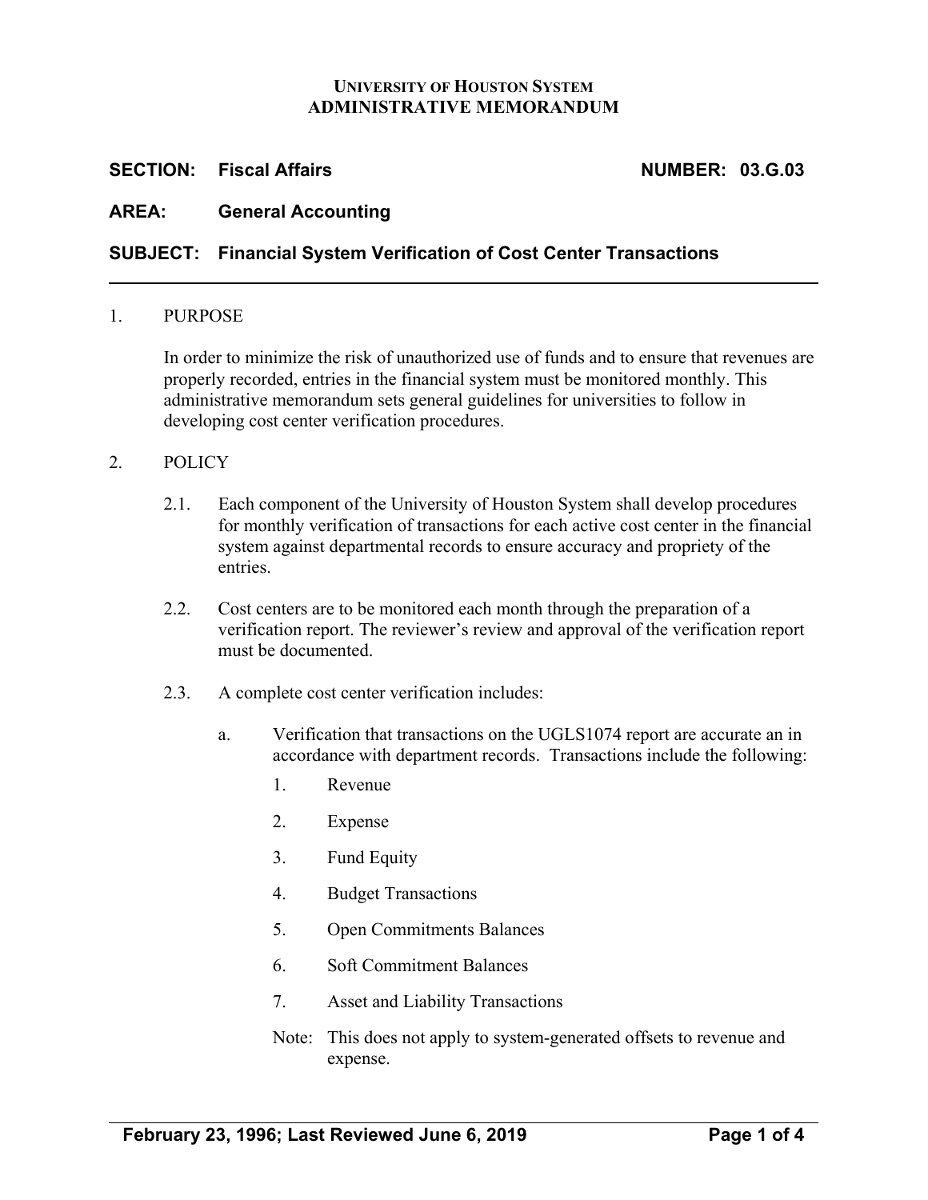**UNIVERSITY OF HOUSTON SYSTEM**
**ADMINISTRATIVE MEMORANDUM**

**SECTION: Fiscal Affairs** **NUMBER: 03.G.03**

**AREA: General Accounting**

**SUBJECT: Financial System Verification of Cost Center Transactions**

---

1. PURPOSE

   In order to minimize the risk of unauthorized use of funds and to ensure that revenues are properly recorded, entries in the financial system must be monitored monthly. This administrative memorandum sets general guidelines for universities to follow in developing cost center verification procedures.

2. POLICY

   2.1. Each component of the University of Houston System shall develop procedures for monthly verification of transactions for each active cost center in the financial system against departmental records to ensure accuracy and propriety of the entries.

   2.2. Cost centers are to be monitored each month through the preparation of a verification report. The reviewer's review and approval of the verification report must be documented.

   2.3. A complete cost center verification includes:

   a. Verification that transactions on the UGLS1074 report are accurate an in accordance with department records. Transactions include the following:

      1. Revenue
      2. Expense
      3. Fund Equity
      4. Budget Transactions
      5. Open Commitments Balances
      6. Soft Commitment Balances
      7. Asset and Liability Transactions

      Note: This does not apply to system-generated offsets to revenue and expense.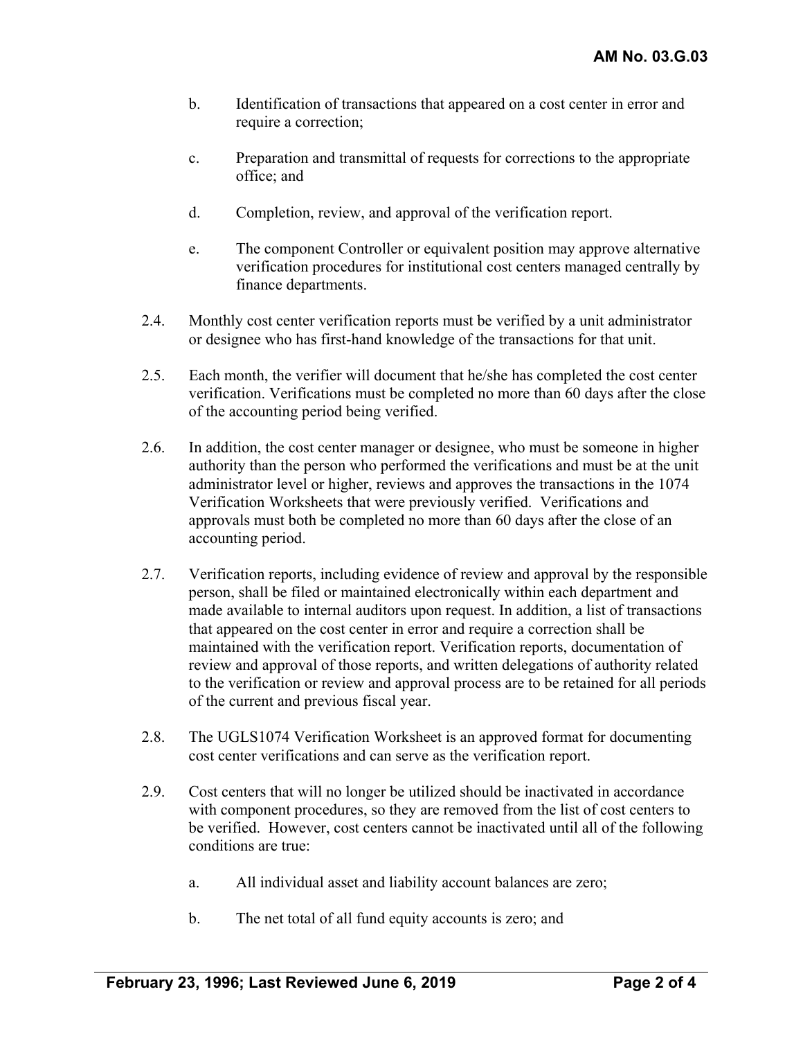b. Identification of transactions that appeared on a cost center in error and require a correction;

c. Preparation and transmittal of requests for corrections to the appropriate office; and

d. Completion, review, and approval of the verification report.

e. The component Controller or equivalent position may approve alternative verification procedures for institutional cost centers managed centrally by finance departments.

2.4. Monthly cost center verification reports must be verified by a unit administrator or designee who has first-hand knowledge of the transactions for that unit.

2.5. Each month, the verifier will document that he/she has completed the cost center verification. Verifications must be completed no more than 60 days after the close of the accounting period being verified.

2.6. In addition, the cost center manager or designee, who must be someone in higher authority than the person who performed the verifications and must be at the unit administrator level or higher, reviews and approves the transactions in the 1074 Verification Worksheets that were previously verified. Verifications and approvals must both be completed no more than 60 days after the close of an accounting period.

2.7. Verification reports, including evidence of review and approval by the responsible person, shall be filed or maintained electronically within each department and made available to internal auditors upon request. In addition, a list of transactions that appeared on the cost center in error and require a correction shall be maintained with the verification report. Verification reports, documentation of review and approval of those reports, and written delegations of authority related to the verification or review and approval process are to be retained for all periods of the current and previous fiscal year.

2.8. The UGLS1074 Verification Worksheet is an approved format for documenting cost center verifications and can serve as the verification report.

2.9. Cost centers that will no longer be utilized should be inactivated in accordance with component procedures, so they are removed from the list of cost centers to be verified. However, cost centers cannot be inactivated until all of the following conditions are true:

a. All individual asset and liability account balances are zero;

b. The net total of all fund equity accounts is zero; and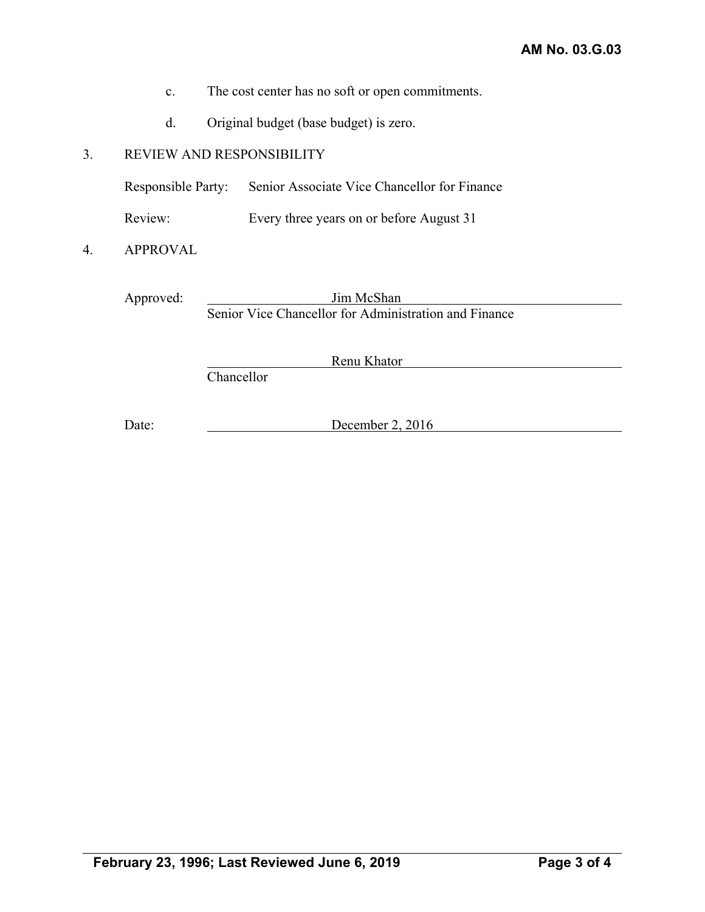c. The cost center has no soft or open commitments.

d. Original budget (base budget) is zero.

## 3. REVIEW AND RESPONSIBILITY

Responsible Party: Senior Associate Vice Chancellor for Finance

Review: Every three years on or before August 31

## 4. APPROVAL

Approved: Jim McShan
Senior Vice Chancellor for Administration and Finance

Renu Khator
Chancellor

Date: December 2, 2016